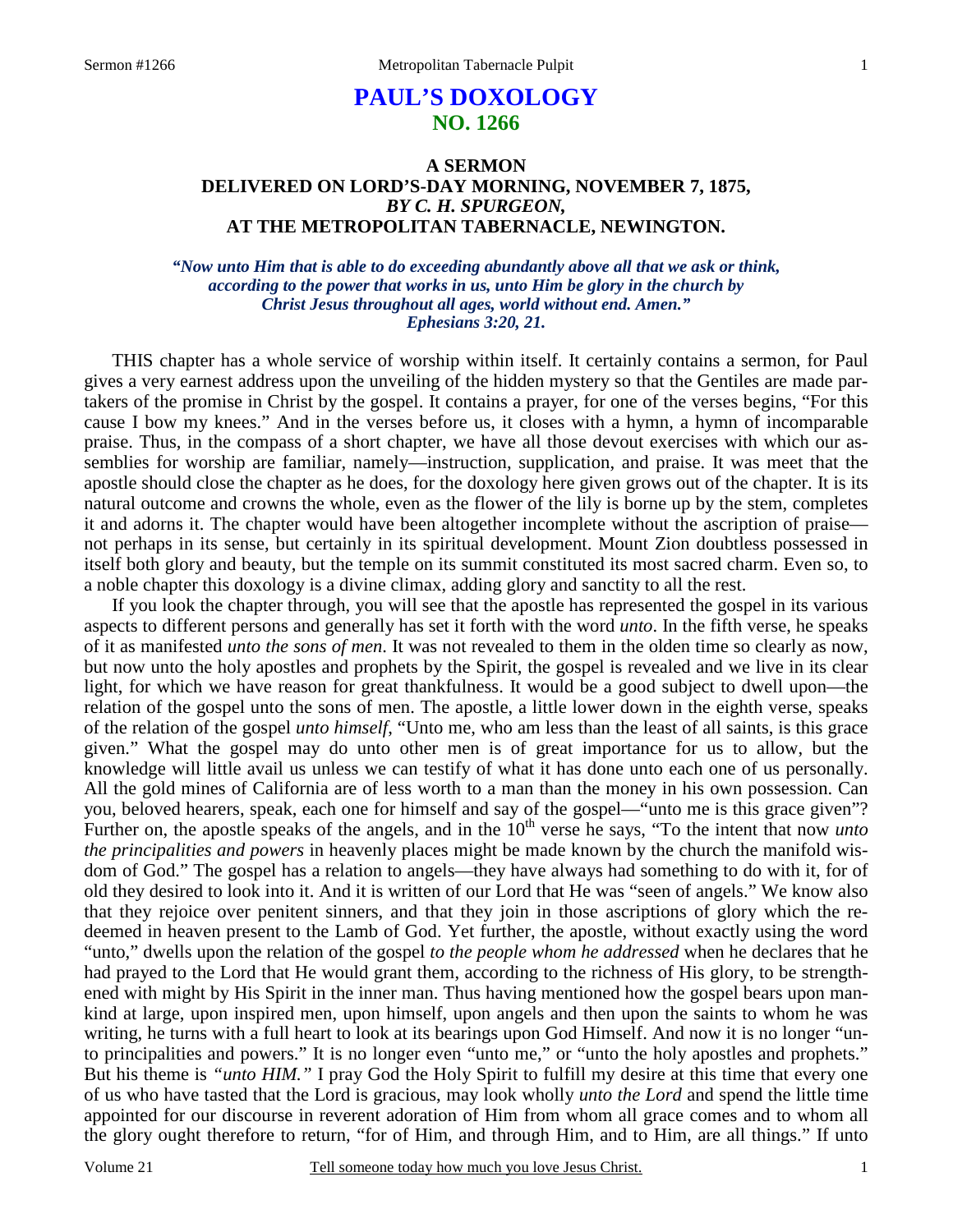# PAUL'S DOXOLOGY
## NO. 1266

### A SERMON
### DELIVERED ON LORD'S-DAY MORNING, NOVEMBER 7, 1875,
### *BY C. H. SPURGEON,*
### AT THE METROPOLITAN TABERNACLE, NEWINGTON.

***"Now unto Him that is able to do exceeding abundantly above all that we ask or think, according to the power that works in us, unto Him be glory in the church by Christ Jesus throughout all ages, world without end. Amen."***
***Ephesians 3:20, 21.***

THIS chapter has a whole service of worship within itself. It certainly contains a sermon, for Paul gives a very earnest address upon the unveiling of the hidden mystery so that the Gentiles are made partakers of the promise in Christ by the gospel. It contains a prayer, for one of the verses begins, "For this cause I bow my knees." And in the verses before us, it closes with a hymn, a hymn of incomparable praise. Thus, in the compass of a short chapter, we have all those devout exercises with which our assemblies for worship are familiar, namely—instruction, supplication, and praise. It was meet that the apostle should close the chapter as he does, for the doxology here given grows out of the chapter. It is its natural outcome and crowns the whole, even as the flower of the lily is borne up by the stem, completes it and adorns it. The chapter would have been altogether incomplete without the ascription of praise—not perhaps in its sense, but certainly in its spiritual development. Mount Zion doubtless possessed in itself both glory and beauty, but the temple on its summit constituted its most sacred charm. Even so, to a noble chapter this doxology is a divine climax, adding glory and sanctity to all the rest.

If you look the chapter through, you will see that the apostle has represented the gospel in its various aspects to different persons and generally has set it forth with the word *unto*. In the fifth verse, he speaks of it as manifested *unto the sons of men*. It was not revealed to them in the olden time so clearly as now, but now unto the holy apostles and prophets by the Spirit, the gospel is revealed and we live in its clear light, for which we have reason for great thankfulness. It would be a good subject to dwell upon—the relation of the gospel unto the sons of men. The apostle, a little lower down in the eighth verse, speaks of the relation of the gospel *unto himself*, "Unto me, who am less than the least of all saints, is this grace given." What the gospel may do unto other men is of great importance for us to allow, but the knowledge will little avail us unless we can testify of what it has done unto each one of us personally. All the gold mines of California are of less worth to a man than the money in his own possession. Can you, beloved hearers, speak, each one for himself and say of the gospel—"unto me is this grace given"? Further on, the apostle speaks of the angels, and in the 10th verse he says, "To the intent that now *unto the principalities and powers* in heavenly places might be made known by the church the manifold wisdom of God." The gospel has a relation to angels—they have always had something to do with it, for of old they desired to look into it. And it is written of our Lord that He was "seen of angels." We know also that they rejoice over penitent sinners, and that they join in those ascriptions of glory which the redeemed in heaven present to the Lamb of God. Yet further, the apostle, without exactly using the word "unto," dwells upon the relation of the gospel *to the people whom he addressed* when he declares that he had prayed to the Lord that He would grant them, according to the richness of His glory, to be strengthened with might by His Spirit in the inner man. Thus having mentioned how the gospel bears upon mankind at large, upon inspired men, upon himself, upon angels and then upon the saints to whom he was writing, he turns with a full heart to look at its bearings upon God Himself. And now it is no longer "unto principalities and powers." It is no longer even "unto me," or "unto the holy apostles and prophets." But his theme is *"unto HIM."* I pray God the Holy Spirit to fulfill my desire at this time that every one of us who have tasted that the Lord is gracious, may look wholly *unto the Lord* and spend the little time appointed for our discourse in reverent adoration of Him from whom all grace comes and to whom all the glory ought therefore to return, "for of Him, and through Him, and to Him, are all things." If unto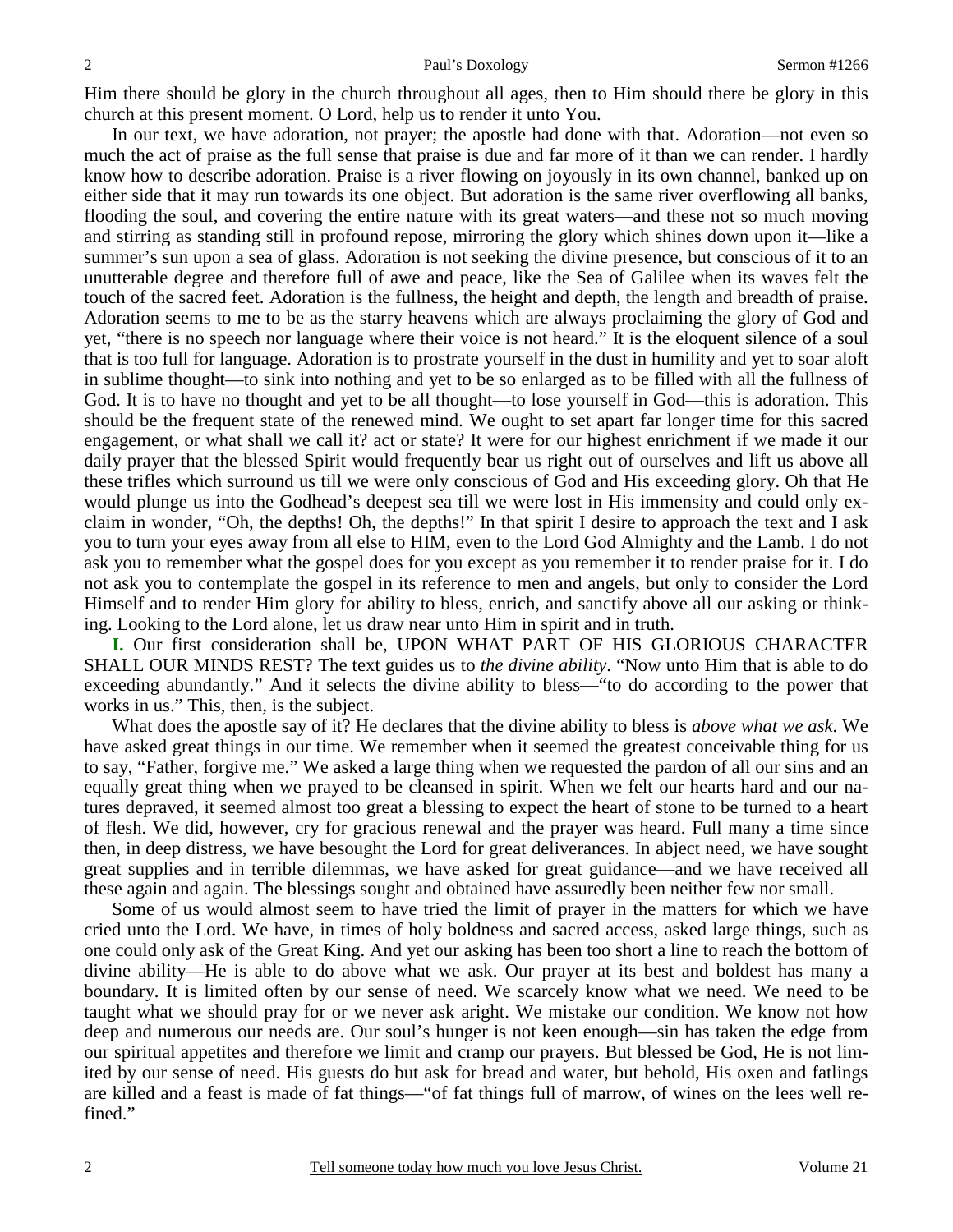Him there should be glory in the church throughout all ages, then to Him should there be glory in this church at this present moment. O Lord, help us to render it unto You.

In our text, we have adoration, not prayer; the apostle had done with that. Adoration—not even so much the act of praise as the full sense that praise is due and far more of it than we can render. I hardly know how to describe adoration. Praise is a river flowing on joyously in its own channel, banked up on either side that it may run towards its one object. But adoration is the same river overflowing all banks, flooding the soul, and covering the entire nature with its great waters—and these not so much moving and stirring as standing still in profound repose, mirroring the glory which shines down upon it—like a summer's sun upon a sea of glass. Adoration is not seeking the divine presence, but conscious of it to an unutterable degree and therefore full of awe and peace, like the Sea of Galilee when its waves felt the touch of the sacred feet. Adoration is the fullness, the height and depth, the length and breadth of praise. Adoration seems to me to be as the starry heavens which are always proclaiming the glory of God and yet, "there is no speech nor language where their voice is not heard." It is the eloquent silence of a soul that is too full for language. Adoration is to prostrate yourself in the dust in humility and yet to soar aloft in sublime thought—to sink into nothing and yet to be so enlarged as to be filled with all the fullness of God. It is to have no thought and yet to be all thought—to lose yourself in God—this is adoration. This should be the frequent state of the renewed mind. We ought to set apart far longer time for this sacred engagement, or what shall we call it? act or state? It were for our highest enrichment if we made it our daily prayer that the blessed Spirit would frequently bear us right out of ourselves and lift us above all these trifles which surround us till we were only conscious of God and His exceeding glory. Oh that He would plunge us into the Godhead's deepest sea till we were lost in His immensity and could only exclaim in wonder, "Oh, the depths! Oh, the depths!" In that spirit I desire to approach the text and I ask you to turn your eyes away from all else to HIM, even to the Lord God Almighty and the Lamb. I do not ask you to remember what the gospel does for you except as you remember it to render praise for it. I do not ask you to contemplate the gospel in its reference to men and angels, but only to consider the Lord Himself and to render Him glory for ability to bless, enrich, and sanctify above all our asking or thinking. Looking to the Lord alone, let us draw near unto Him in spirit and in truth.

**I.** Our first consideration shall be, UPON WHAT PART OF HIS GLORIOUS CHARACTER SHALL OUR MINDS REST? The text guides us to *the divine ability*. "Now unto Him that is able to do exceeding abundantly." And it selects the divine ability to bless—"to do according to the power that works in us." This, then, is the subject.

What does the apostle say of it? He declares that the divine ability to bless is *above what we ask*. We have asked great things in our time. We remember when it seemed the greatest conceivable thing for us to say, "Father, forgive me." We asked a large thing when we requested the pardon of all our sins and an equally great thing when we prayed to be cleansed in spirit. When we felt our hearts hard and our natures depraved, it seemed almost too great a blessing to expect the heart of stone to be turned to a heart of flesh. We did, however, cry for gracious renewal and the prayer was heard. Full many a time since then, in deep distress, we have besought the Lord for great deliverances. In abject need, we have sought great supplies and in terrible dilemmas, we have asked for great guidance—and we have received all these again and again. The blessings sought and obtained have assuredly been neither few nor small.

Some of us would almost seem to have tried the limit of prayer in the matters for which we have cried unto the Lord. We have, in times of holy boldness and sacred access, asked large things, such as one could only ask of the Great King. And yet our asking has been too short a line to reach the bottom of divine ability—He is able to do above what we ask. Our prayer at its best and boldest has many a boundary. It is limited often by our sense of need. We scarcely know what we need. We need to be taught what we should pray for or we never ask aright. We mistake our condition. We know not how deep and numerous our needs are. Our soul's hunger is not keen enough—sin has taken the edge from our spiritual appetites and therefore we limit and cramp our prayers. But blessed be God, He is not limited by our sense of need. His guests do but ask for bread and water, but behold, His oxen and fatlings are killed and a feast is made of fat things—"of fat things full of marrow, of wines on the lees well refined."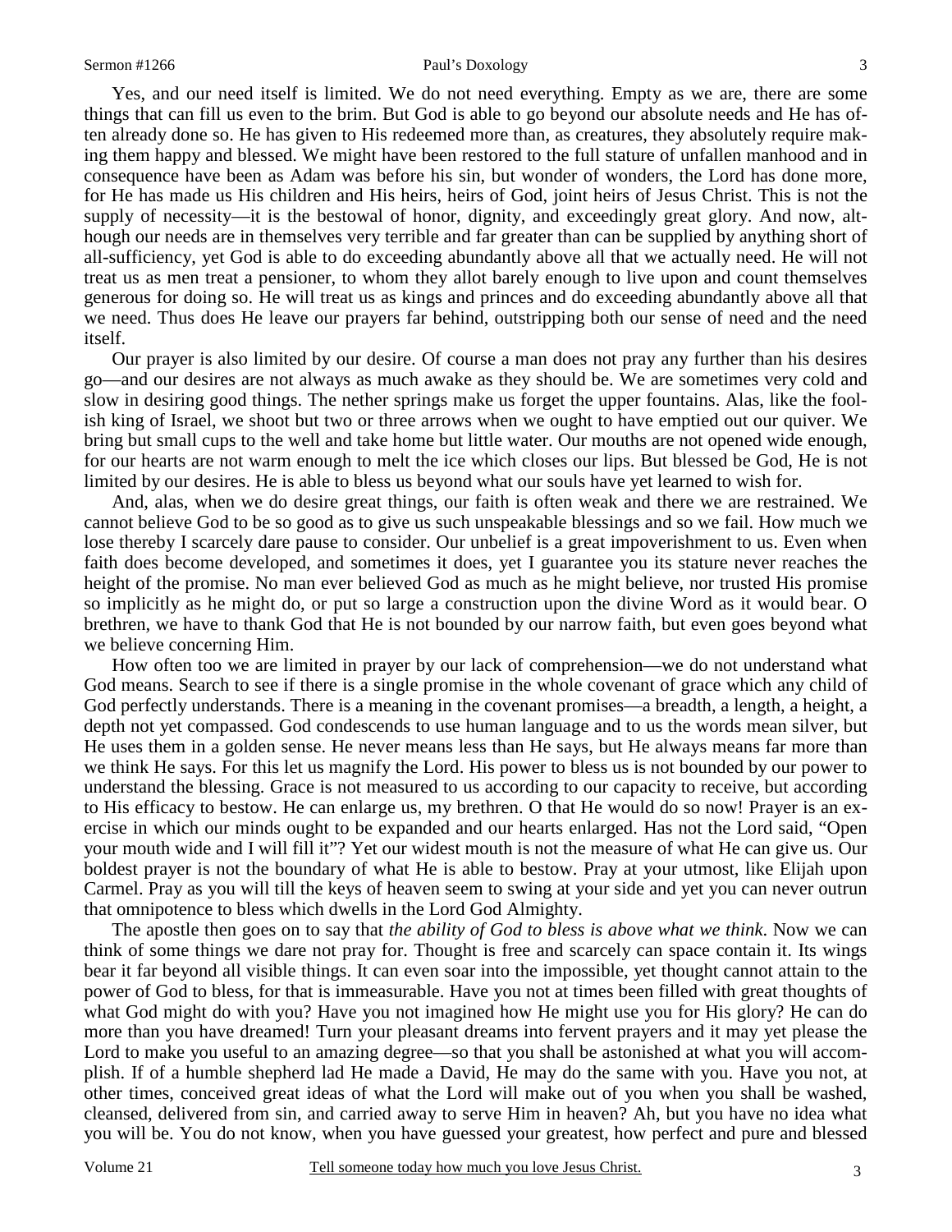Yes, and our need itself is limited. We do not need everything. Empty as we are, there are some things that can fill us even to the brim. But God is able to go beyond our absolute needs and He has often already done so. He has given to His redeemed more than, as creatures, they absolutely require making them happy and blessed. We might have been restored to the full stature of unfallen manhood and in consequence have been as Adam was before his sin, but wonder of wonders, the Lord has done more, for He has made us His children and His heirs, heirs of God, joint heirs of Jesus Christ. This is not the supply of necessity—it is the bestowal of honor, dignity, and exceedingly great glory. And now, although our needs are in themselves very terrible and far greater than can be supplied by anything short of all-sufficiency, yet God is able to do exceeding abundantly above all that we actually need. He will not treat us as men treat a pensioner, to whom they allot barely enough to live upon and count themselves generous for doing so. He will treat us as kings and princes and do exceeding abundantly above all that we need. Thus does He leave our prayers far behind, outstripping both our sense of need and the need itself.

Our prayer is also limited by our desire. Of course a man does not pray any further than his desires go—and our desires are not always as much awake as they should be. We are sometimes very cold and slow in desiring good things. The nether springs make us forget the upper fountains. Alas, like the foolish king of Israel, we shoot but two or three arrows when we ought to have emptied out our quiver. We bring but small cups to the well and take home but little water. Our mouths are not opened wide enough, for our hearts are not warm enough to melt the ice which closes our lips. But blessed be God, He is not limited by our desires. He is able to bless us beyond what our souls have yet learned to wish for.

And, alas, when we do desire great things, our faith is often weak and there we are restrained. We cannot believe God to be so good as to give us such unspeakable blessings and so we fail. How much we lose thereby I scarcely dare pause to consider. Our unbelief is a great impoverishment to us. Even when faith does become developed, and sometimes it does, yet I guarantee you its stature never reaches the height of the promise. No man ever believed God as much as he might believe, nor trusted His promise so implicitly as he might do, or put so large a construction upon the divine Word as it would bear. O brethren, we have to thank God that He is not bounded by our narrow faith, but even goes beyond what we believe concerning Him.

How often too we are limited in prayer by our lack of comprehension—we do not understand what God means. Search to see if there is a single promise in the whole covenant of grace which any child of God perfectly understands. There is a meaning in the covenant promises—a breadth, a length, a height, a depth not yet compassed. God condescends to use human language and to us the words mean silver, but He uses them in a golden sense. He never means less than He says, but He always means far more than we think He says. For this let us magnify the Lord. His power to bless us is not bounded by our power to understand the blessing. Grace is not measured to us according to our capacity to receive, but according to His efficacy to bestow. He can enlarge us, my brethren. O that He would do so now! Prayer is an exercise in which our minds ought to be expanded and our hearts enlarged. Has not the Lord said, "Open your mouth wide and I will fill it"? Yet our widest mouth is not the measure of what He can give us. Our boldest prayer is not the boundary of what He is able to bestow. Pray at your utmost, like Elijah upon Carmel. Pray as you will till the keys of heaven seem to swing at your side and yet you can never outrun that omnipotence to bless which dwells in the Lord God Almighty.

The apostle then goes on to say that *the ability of God to bless is above what we think*. Now we can think of some things we dare not pray for. Thought is free and scarcely can space contain it. Its wings bear it far beyond all visible things. It can even soar into the impossible, yet thought cannot attain to the power of God to bless, for that is immeasurable. Have you not at times been filled with great thoughts of what God might do with you? Have you not imagined how He might use you for His glory? He can do more than you have dreamed! Turn your pleasant dreams into fervent prayers and it may yet please the Lord to make you useful to an amazing degree—so that you shall be astonished at what you will accomplish. If of a humble shepherd lad He made a David, He may do the same with you. Have you not, at other times, conceived great ideas of what the Lord will make out of you when you shall be washed, cleansed, delivered from sin, and carried away to serve Him in heaven? Ah, but you have no idea what you will be. You do not know, when you have guessed your greatest, how perfect and pure and blessed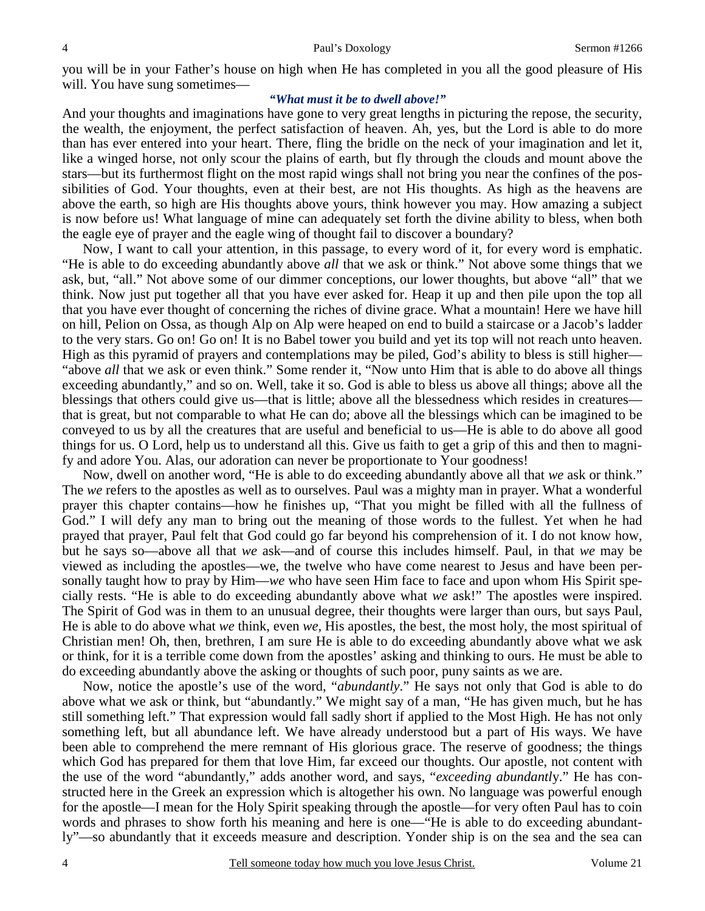you will be in your Father's house on high when He has completed in you all the good pleasure of His will. You have sung sometimes—

***"What must it be to dwell above!"***

And your thoughts and imaginations have gone to very great lengths in picturing the repose, the security, the wealth, the enjoyment, the perfect satisfaction of heaven. Ah, yes, but the Lord is able to do more than has ever entered into your heart. There, fling the bridle on the neck of your imagination and let it, like a winged horse, not only scour the plains of earth, but fly through the clouds and mount above the stars—but its furthermost flight on the most rapid wings shall not bring you near the confines of the possibilities of God. Your thoughts, even at their best, are not His thoughts. As high as the heavens are above the earth, so high are His thoughts above yours, think however you may. How amazing a subject is now before us! What language of mine can adequately set forth the divine ability to bless, when both the eagle eye of prayer and the eagle wing of thought fail to discover a boundary?

Now, I want to call your attention, in this passage, to every word of it, for every word is emphatic. "He is able to do exceeding abundantly above *all* that we ask or think." Not above some things that we ask, but, "all." Not above some of our dimmer conceptions, our lower thoughts, but above "all" that we think. Now just put together all that you have ever asked for. Heap it up and then pile upon the top all that you have ever thought of concerning the riches of divine grace. What a mountain! Here we have hill on hill, Pelion on Ossa, as though Alp on Alp were heaped on end to build a staircase or a Jacob's ladder to the very stars. Go on! Go on! It is no Babel tower you build and yet its top will not reach unto heaven. High as this pyramid of prayers and contemplations may be piled, God's ability to bless is still higher—"above *all* that we ask or even think." Some render it, "Now unto Him that is able to do above all things exceeding abundantly," and so on. Well, take it so. God is able to bless us above all things; above all the blessings that others could give us—that is little; above all the blessedness which resides in creatures—that is great, but not comparable to what He can do; above all the blessings which can be imagined to be conveyed to us by all the creatures that are useful and beneficial to us—He is able to do above all good things for us. O Lord, help us to understand all this. Give us faith to get a grip of this and then to magnify and adore You. Alas, our adoration can never be proportionate to Your goodness!

Now, dwell on another word, "He is able to do exceeding abundantly above all that *we* ask or think." The *we* refers to the apostles as well as to ourselves. Paul was a mighty man in prayer. What a wonderful prayer this chapter contains—how he finishes up, "That you might be filled with all the fullness of God." I will defy any man to bring out the meaning of those words to the fullest. Yet when he had prayed that prayer, Paul felt that God could go far beyond his comprehension of it. I do not know how, but he says so—above all that *we* ask—and of course this includes himself. Paul, in that *we* may be viewed as including the apostles—we, the twelve who have come nearest to Jesus and have been personally taught how to pray by Him—*we* who have seen Him face to face and upon whom His Spirit specially rests. "He is able to do exceeding abundantly above what *we* ask!" The apostles were inspired. The Spirit of God was in them to an unusual degree, their thoughts were larger than ours, but says Paul, He is able to do above what *we* think, even *we*, His apostles, the best, the most holy, the most spiritual of Christian men! Oh, then, brethren, I am sure He is able to do exceeding abundantly above what we ask or think, for it is a terrible come down from the apostles' asking and thinking to ours. He must be able to do exceeding abundantly above the asking or thoughts of such poor, puny saints as we are.

Now, notice the apostle's use of the word, "*abundantly*." He says not only that God is able to do above what we ask or think, but "abundantly." We might say of a man, "He has given much, but he has still something left." That expression would fall sadly short if applied to the Most High. He has not only something left, but all abundance left. We have already understood but a part of His ways. We have been able to comprehend the mere remnant of His glorious grace. The reserve of goodness; the things which God has prepared for them that love Him, far exceed our thoughts. Our apostle, not content with the use of the word "abundantly," adds another word, and says, "*exceeding abundantly*." He has constructed here in the Greek an expression which is altogether his own. No language was powerful enough for the apostle—I mean for the Holy Spirit speaking through the apostle—for very often Paul has to coin words and phrases to show forth his meaning and here is one—"He is able to do exceeding abundantly"—so abundantly that it exceeds measure and description. Yonder ship is on the sea and the sea can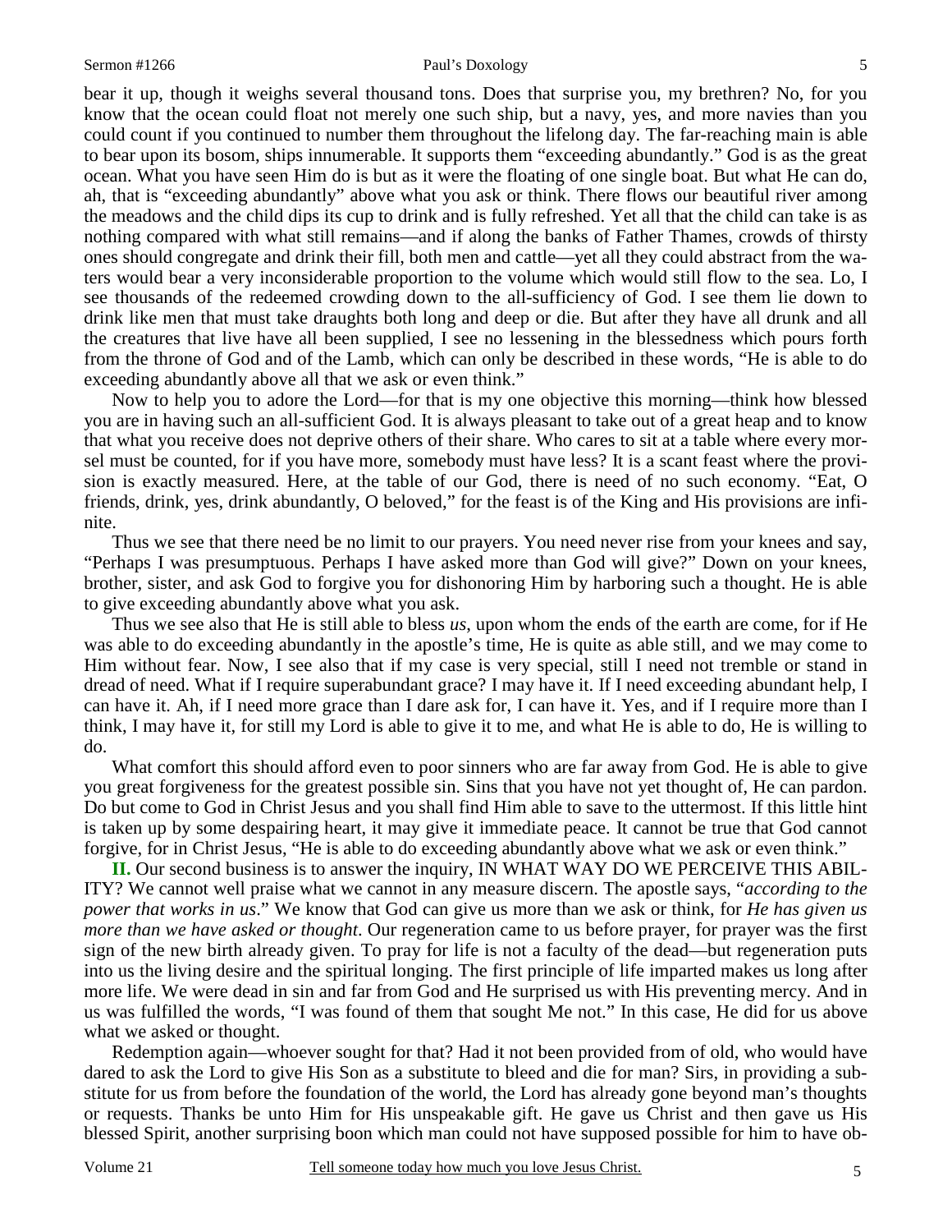bear it up, though it weighs several thousand tons. Does that surprise you, my brethren? No, for you know that the ocean could float not merely one such ship, but a navy, yes, and more navies than you could count if you continued to number them throughout the lifelong day. The far-reaching main is able to bear upon its bosom, ships innumerable. It supports them "exceeding abundantly." God is as the great ocean. What you have seen Him do is but as it were the floating of one single boat. But what He can do, ah, that is "exceeding abundantly" above what you ask or think. There flows our beautiful river among the meadows and the child dips its cup to drink and is fully refreshed. Yet all that the child can take is as nothing compared with what still remains—and if along the banks of Father Thames, crowds of thirsty ones should congregate and drink their fill, both men and cattle—yet all they could abstract from the waters would bear a very inconsiderable proportion to the volume which would still flow to the sea. Lo, I see thousands of the redeemed crowding down to the all-sufficiency of God. I see them lie down to drink like men that must take draughts both long and deep or die. But after they have all drunk and all the creatures that live have all been supplied, I see no lessening in the blessedness which pours forth from the throne of God and of the Lamb, which can only be described in these words, "He is able to do exceeding abundantly above all that we ask or even think."

Now to help you to adore the Lord—for that is my one objective this morning—think how blessed you are in having such an all-sufficient God. It is always pleasant to take out of a great heap and to know that what you receive does not deprive others of their share. Who cares to sit at a table where every morsel must be counted, for if you have more, somebody must have less? It is a scant feast where the provision is exactly measured. Here, at the table of our God, there is need of no such economy. "Eat, O friends, drink, yes, drink abundantly, O beloved," for the feast is of the King and His provisions are infinite.

Thus we see that there need be no limit to our prayers. You need never rise from your knees and say, "Perhaps I was presumptuous. Perhaps I have asked more than God will give?" Down on your knees, brother, sister, and ask God to forgive you for dishonoring Him by harboring such a thought. He is able to give exceeding abundantly above what you ask.

Thus we see also that He is still able to bless *us*, upon whom the ends of the earth are come, for if He was able to do exceeding abundantly in the apostle's time, He is quite as able still, and we may come to Him without fear. Now, I see also that if my case is very special, still I need not tremble or stand in dread of need. What if I require superabundant grace? I may have it. If I need exceeding abundant help, I can have it. Ah, if I need more grace than I dare ask for, I can have it. Yes, and if I require more than I think, I may have it, for still my Lord is able to give it to me, and what He is able to do, He is willing to do.

What comfort this should afford even to poor sinners who are far away from God. He is able to give you great forgiveness for the greatest possible sin. Sins that you have not yet thought of, He can pardon. Do but come to God in Christ Jesus and you shall find Him able to save to the uttermost. If this little hint is taken up by some despairing heart, it may give it immediate peace. It cannot be true that God cannot forgive, for in Christ Jesus, "He is able to do exceeding abundantly above what we ask or even think."

**II.** Our second business is to answer the inquiry, IN WHAT WAY DO WE PERCEIVE THIS ABILITY? We cannot well praise what we cannot in any measure discern. The apostle says, "*according to the power that works in us*." We know that God can give us more than we ask or think, for *He has given us more than we have asked or thought*. Our regeneration came to us before prayer, for prayer was the first sign of the new birth already given. To pray for life is not a faculty of the dead—but regeneration puts into us the living desire and the spiritual longing. The first principle of life imparted makes us long after more life. We were dead in sin and far from God and He surprised us with His preventing mercy. And in us was fulfilled the words, "I was found of them that sought Me not." In this case, He did for us above what we asked or thought.

Redemption again—whoever sought for that? Had it not been provided from of old, who would have dared to ask the Lord to give His Son as a substitute to bleed and die for man? Sirs, in providing a substitute for us from before the foundation of the world, the Lord has already gone beyond man's thoughts or requests. Thanks be unto Him for His unspeakable gift. He gave us Christ and then gave us His blessed Spirit, another surprising boon which man could not have supposed possible for him to have ob-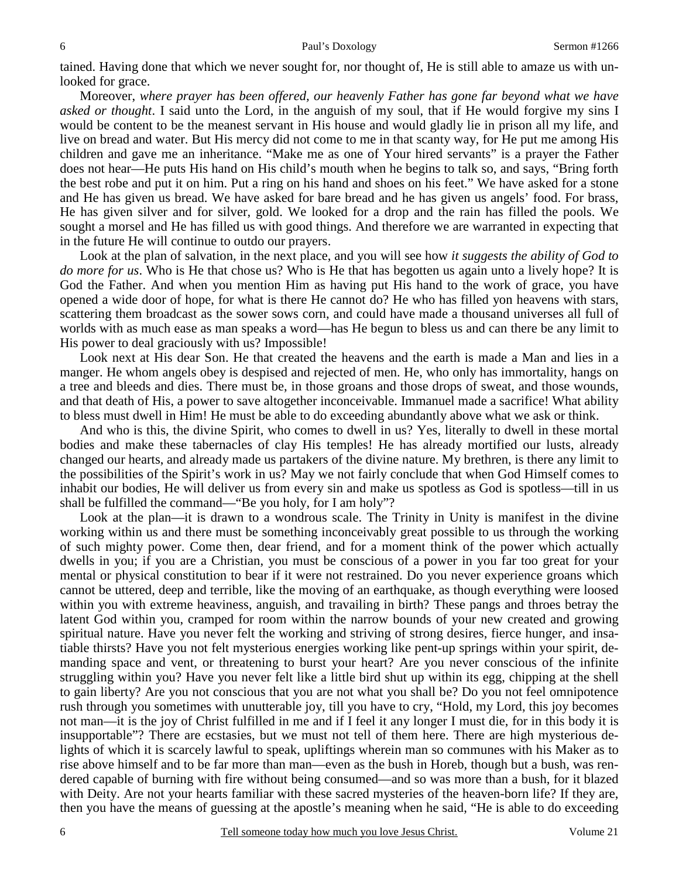tained. Having done that which we never sought for, nor thought of, He is still able to amaze us with unlooked for grace.

Moreover, *where prayer has been offered, our heavenly Father has gone far beyond what we have asked or thought*. I said unto the Lord, in the anguish of my soul, that if He would forgive my sins I would be content to be the meanest servant in His house and would gladly lie in prison all my life, and live on bread and water. But His mercy did not come to me in that scanty way, for He put me among His children and gave me an inheritance. "Make me as one of Your hired servants" is a prayer the Father does not hear—He puts His hand on His child's mouth when he begins to talk so, and says, "Bring forth the best robe and put it on him. Put a ring on his hand and shoes on his feet." We have asked for a stone and He has given us bread. We have asked for bare bread and he has given us angels' food. For brass, He has given silver and for silver, gold. We looked for a drop and the rain has filled the pools. We sought a morsel and He has filled us with good things. And therefore we are warranted in expecting that in the future He will continue to outdo our prayers.

Look at the plan of salvation, in the next place, and you will see how *it suggests the ability of God to do more for us*. Who is He that chose us? Who is He that has begotten us again unto a lively hope? It is God the Father. And when you mention Him as having put His hand to the work of grace, you have opened a wide door of hope, for what is there He cannot do? He who has filled yon heavens with stars, scattering them broadcast as the sower sows corn, and could have made a thousand universes all full of worlds with as much ease as man speaks a word—has He begun to bless us and can there be any limit to His power to deal graciously with us? Impossible!

Look next at His dear Son. He that created the heavens and the earth is made a Man and lies in a manger. He whom angels obey is despised and rejected of men. He, who only has immortality, hangs on a tree and bleeds and dies. There must be, in those groans and those drops of sweat, and those wounds, and that death of His, a power to save altogether inconceivable. Immanuel made a sacrifice! What ability to bless must dwell in Him! He must be able to do exceeding abundantly above what we ask or think.

And who is this, the divine Spirit, who comes to dwell in us? Yes, literally to dwell in these mortal bodies and make these tabernacles of clay His temples! He has already mortified our lusts, already changed our hearts, and already made us partakers of the divine nature. My brethren, is there any limit to the possibilities of the Spirit's work in us? May we not fairly conclude that when God Himself comes to inhabit our bodies, He will deliver us from every sin and make us spotless as God is spotless—till in us shall be fulfilled the command—"Be you holy, for I am holy"?

Look at the plan—it is drawn to a wondrous scale. The Trinity in Unity is manifest in the divine working within us and there must be something inconceivably great possible to us through the working of such mighty power. Come then, dear friend, and for a moment think of the power which actually dwells in you; if you are a Christian, you must be conscious of a power in you far too great for your mental or physical constitution to bear if it were not restrained. Do you never experience groans which cannot be uttered, deep and terrible, like the moving of an earthquake, as though everything were loosed within you with extreme heaviness, anguish, and travailing in birth? These pangs and throes betray the latent God within you, cramped for room within the narrow bounds of your new created and growing spiritual nature. Have you never felt the working and striving of strong desires, fierce hunger, and insatiable thirsts? Have you not felt mysterious energies working like pent-up springs within your spirit, demanding space and vent, or threatening to burst your heart? Are you never conscious of the infinite struggling within you? Have you never felt like a little bird shut up within its egg, chipping at the shell to gain liberty? Are you not conscious that you are not what you shall be? Do you not feel omnipotence rush through you sometimes with unutterable joy, till you have to cry, "Hold, my Lord, this joy becomes not man—it is the joy of Christ fulfilled in me and if I feel it any longer I must die, for in this body it is insupportable"? There are ecstasies, but we must not tell of them here. There are high mysterious delights of which it is scarcely lawful to speak, upliftings wherein man so communes with his Maker as to rise above himself and to be far more than man—even as the bush in Horeb, though but a bush, was rendered capable of burning with fire without being consumed—and so was more than a bush, for it blazed with Deity. Are not your hearts familiar with these sacred mysteries of the heaven-born life? If they are, then you have the means of guessing at the apostle's meaning when he said, "He is able to do exceeding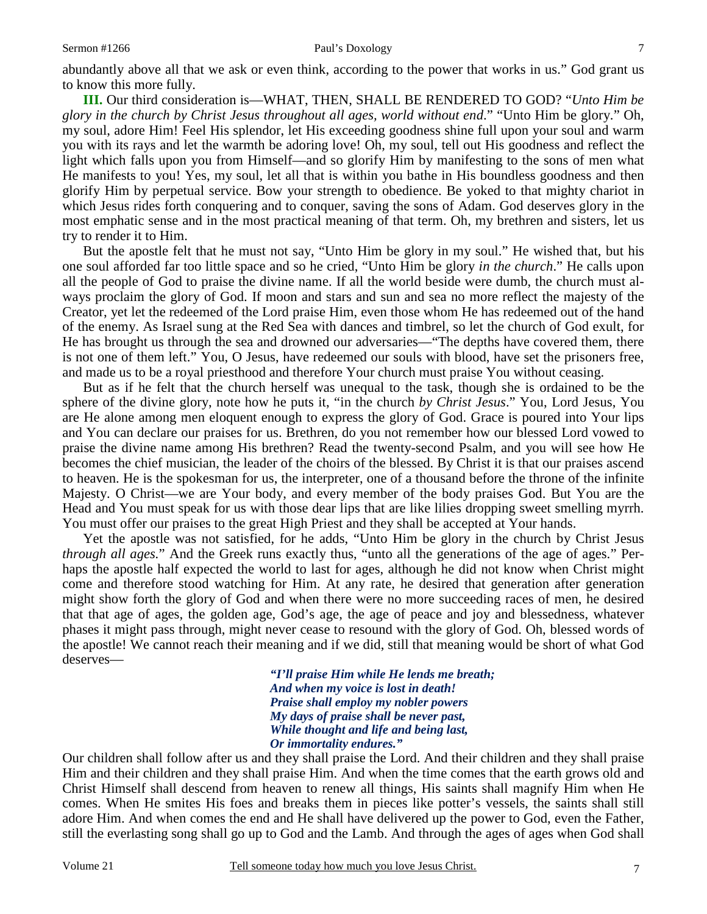abundantly above all that we ask or even think, according to the power that works in us." God grant us to know this more fully.

**III.** Our third consideration is—WHAT, THEN, SHALL BE RENDERED TO GOD? "*Unto Him be glory in the church by Christ Jesus throughout all ages, world without end*." "Unto Him be glory." Oh, my soul, adore Him! Feel His splendor, let His exceeding goodness shine full upon your soul and warm you with its rays and let the warmth be adoring love! Oh, my soul, tell out His goodness and reflect the light which falls upon you from Himself—and so glorify Him by manifesting to the sons of men what He manifests to you! Yes, my soul, let all that is within you bathe in His boundless goodness and then glorify Him by perpetual service. Bow your strength to obedience. Be yoked to that mighty chariot in which Jesus rides forth conquering and to conquer, saving the sons of Adam. God deserves glory in the most emphatic sense and in the most practical meaning of that term. Oh, my brethren and sisters, let us try to render it to Him.

But the apostle felt that he must not say, "Unto Him be glory in my soul." He wished that, but his one soul afforded far too little space and so he cried, "Unto Him be glory *in the church*." He calls upon all the people of God to praise the divine name. If all the world beside were dumb, the church must always proclaim the glory of God. If moon and stars and sun and sea no more reflect the majesty of the Creator, yet let the redeemed of the Lord praise Him, even those whom He has redeemed out of the hand of the enemy. As Israel sung at the Red Sea with dances and timbrel, so let the church of God exult, for He has brought us through the sea and drowned our adversaries—"The depths have covered them, there is not one of them left." You, O Jesus, have redeemed our souls with blood, have set the prisoners free, and made us to be a royal priesthood and therefore Your church must praise You without ceasing.

But as if he felt that the church herself was unequal to the task, though she is ordained to be the sphere of the divine glory, note how he puts it, "in the church *by Christ Jesus*." You, Lord Jesus, You are He alone among men eloquent enough to express the glory of God. Grace is poured into Your lips and You can declare our praises for us. Brethren, do you not remember how our blessed Lord vowed to praise the divine name among His brethren? Read the twenty-second Psalm, and you will see how He becomes the chief musician, the leader of the choirs of the blessed. By Christ it is that our praises ascend to heaven. He is the spokesman for us, the interpreter, one of a thousand before the throne of the infinite Majesty. O Christ—we are Your body, and every member of the body praises God. But You are the Head and You must speak for us with those dear lips that are like lilies dropping sweet smelling myrrh. You must offer our praises to the great High Priest and they shall be accepted at Your hands.

Yet the apostle was not satisfied, for he adds, "Unto Him be glory in the church by Christ Jesus *through all ages.*" And the Greek runs exactly thus, "unto all the generations of the age of ages." Perhaps the apostle half expected the world to last for ages, although he did not know when Christ might come and therefore stood watching for Him. At any rate, he desired that generation after generation might show forth the glory of God and when there were no more succeeding races of men, he desired that that age of ages, the golden age, God's age, the age of peace and joy and blessedness, whatever phases it might pass through, might never cease to resound with the glory of God. Oh, blessed words of the apostle! We cannot reach their meaning and if we did, still that meaning would be short of what God deserves—

> ***"I'll praise Him while He lends me breath;***
> ***And when my voice is lost in death!***
> ***Praise shall employ my nobler powers***
> ***My days of praise shall be never past,***
> ***While thought and life and being last,***
> ***Or immortality endures."***

Our children shall follow after us and they shall praise the Lord. And their children and they shall praise Him and their children and they shall praise Him. And when the time comes that the earth grows old and Christ Himself shall descend from heaven to renew all things, His saints shall magnify Him when He comes. When He smites His foes and breaks them in pieces like potter's vessels, the saints shall still adore Him. And when comes the end and He shall have delivered up the power to God, even the Father, still the everlasting song shall go up to God and the Lamb. And through the ages of ages when God shall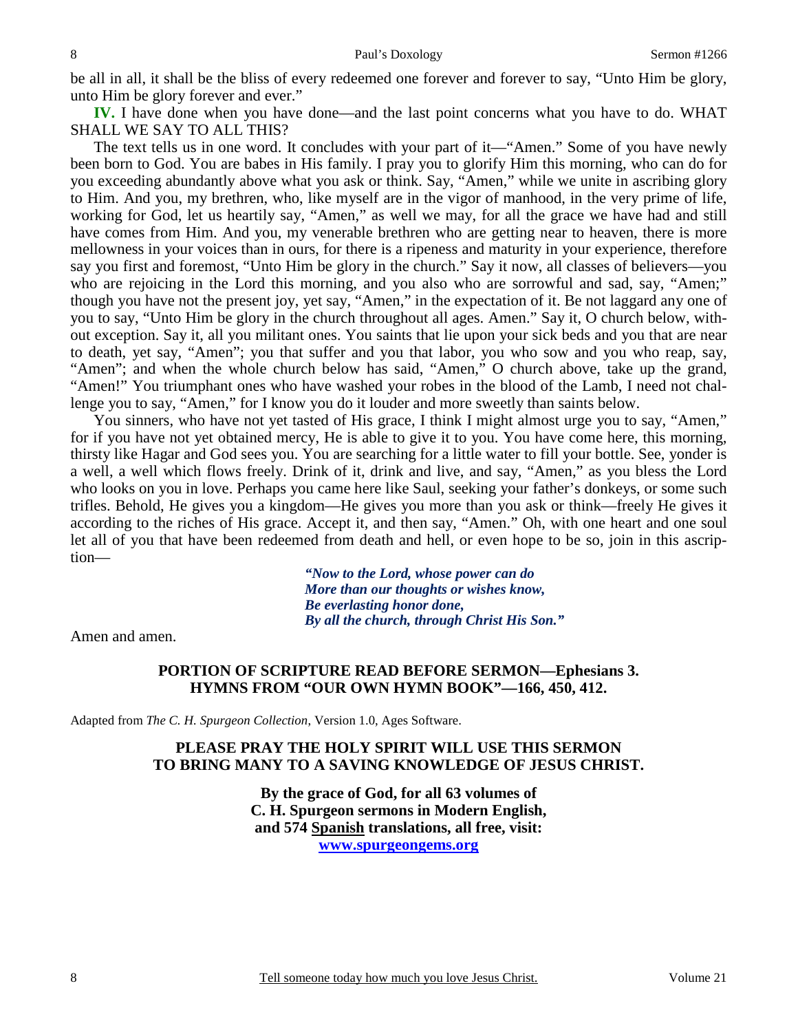be all in all, it shall be the bliss of every redeemed one forever and forever to say, "Unto Him be glory, unto Him be glory forever and ever."

**IV.** I have done when you have done—and the last point concerns what you have to do. WHAT SHALL WE SAY TO ALL THIS?

The text tells us in one word. It concludes with your part of it—"Amen." Some of you have newly been born to God. You are babes in His family. I pray you to glorify Him this morning, who can do for you exceeding abundantly above what you ask or think. Say, "Amen," while we unite in ascribing glory to Him. And you, my brethren, who, like myself are in the vigor of manhood, in the very prime of life, working for God, let us heartily say, "Amen," as well we may, for all the grace we have had and still have comes from Him. And you, my venerable brethren who are getting near to heaven, there is more mellowness in your voices than in ours, for there is a ripeness and maturity in your experience, therefore say you first and foremost, "Unto Him be glory in the church." Say it now, all classes of believers—you who are rejoicing in the Lord this morning, and you also who are sorrowful and sad, say, "Amen;" though you have not the present joy, yet say, "Amen," in the expectation of it. Be not laggard any one of you to say, "Unto Him be glory in the church throughout all ages. Amen." Say it, O church below, without exception. Say it, all you militant ones. You saints that lie upon your sick beds and you that are near to death, yet say, "Amen"; you that suffer and you that labor, you who sow and you who reap, say, "Amen"; and when the whole church below has said, "Amen," O church above, take up the grand, "Amen!" You triumphant ones who have washed your robes in the blood of the Lamb, I need not challenge you to say, "Amen," for I know you do it louder and more sweetly than saints below.

You sinners, who have not yet tasted of His grace, I think I might almost urge you to say, "Amen," for if you have not yet obtained mercy, He is able to give it to you. You have come here, this morning, thirsty like Hagar and God sees you. You are searching for a little water to fill your bottle. See, yonder is a well, a well which flows freely. Drink of it, drink and live, and say, "Amen," as you bless the Lord who looks on you in love. Perhaps you came here like Saul, seeking your father's donkeys, or some such trifles. Behold, He gives you a kingdom—He gives you more than you ask or think—freely He gives it according to the riches of His grace. Accept it, and then say, "Amen." Oh, with one heart and one soul let all of you that have been redeemed from death and hell, or even hope to be so, join in this ascription—

> ***"Now to the Lord, whose power can do***
> ***More than our thoughts or wishes know,***
> ***Be everlasting honor done,***
> ***By all the church, through Christ His Son."***

Amen and amen.

**PORTION OF SCRIPTURE READ BEFORE SERMON—Ephesians 3.**
**HYMNS FROM "OUR OWN HYMN BOOK"—166, 450, 412.**

Adapted from *The C. H. Spurgeon Collection*, Version 1.0, Ages Software.

**PLEASE PRAY THE HOLY SPIRIT WILL USE THIS SERMON TO BRING MANY TO A SAVING KNOWLEDGE OF JESUS CHRIST.**

**By the grace of God, for all 63 volumes of C. H. Spurgeon sermons in Modern English, and 574 Spanish translations, all free, visit: www.spurgeongems.org**

Tell someone today how much you love Jesus Christ.